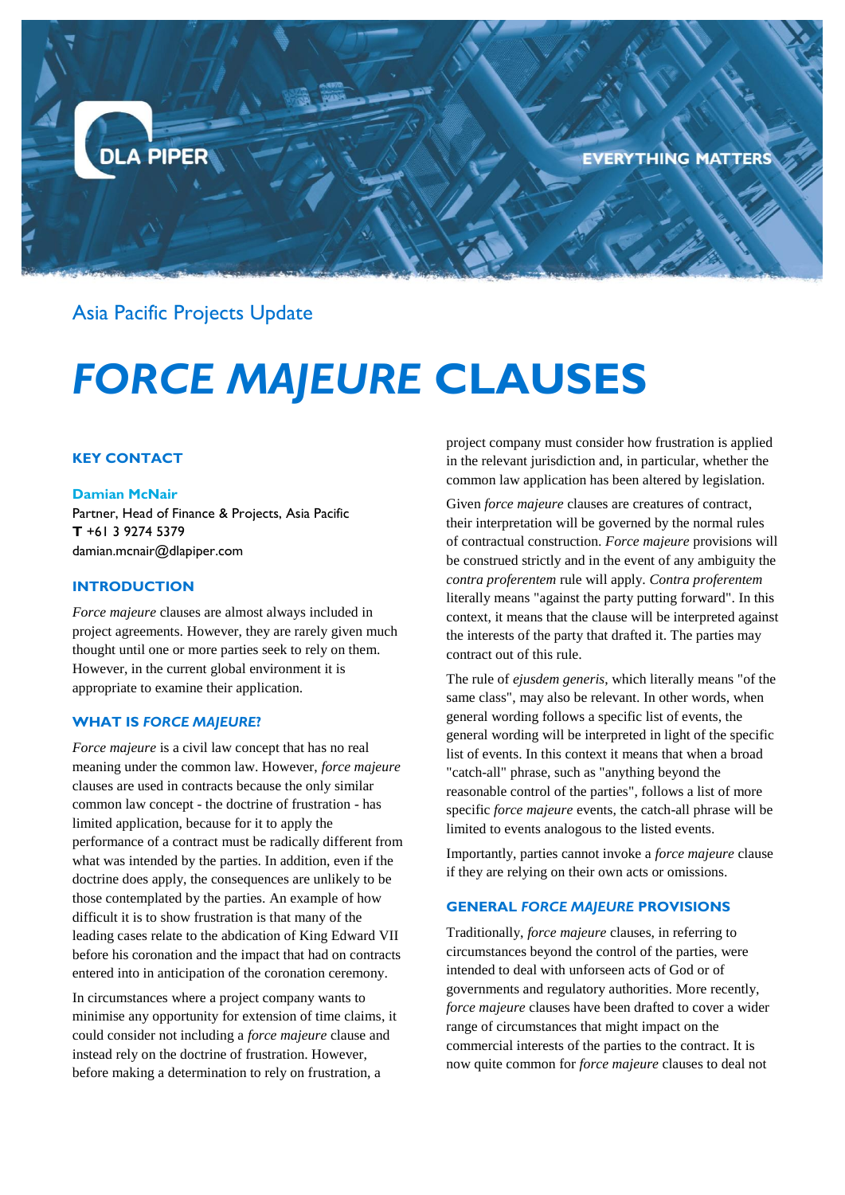Asia Pacific Projects Update

# *FORCE MAJEURE* CLAUSES

## KEY CONTACT

**Damian McNair**
Partner, Head of Finance & Projects, Asia Pacific
**T** +61 3 9274 5379
damian.mcnair@dlapiper.com

## INTRODUCTION

*Force majeure* clauses are almost always included in project agreements. However, they are rarely given much thought until one or more parties seek to rely on them. However, in the current global environment it is appropriate to examine their application.

## WHAT IS *FORCE MAJEURE*?

*Force majeure* is a civil law concept that has no real meaning under the common law. However, *force majeure* clauses are used in contracts because the only similar common law concept - the doctrine of frustration - has limited application, because for it to apply the performance of a contract must be radically different from what was intended by the parties. In addition, even if the doctrine does apply, the consequences are unlikely to be those contemplated by the parties. An example of how difficult it is to show frustration is that many of the leading cases relate to the abdication of King Edward VII before his coronation and the impact that had on contracts entered into in anticipation of the coronation ceremony.

In circumstances where a project company wants to minimise any opportunity for extension of time claims, it could consider not including a *force majeure* clause and instead rely on the doctrine of frustration. However, before making a determination to rely on frustration, a project company must consider how frustration is applied in the relevant jurisdiction and, in particular, whether the common law application has been altered by legislation.

Given *force majeure* clauses are creatures of contract, their interpretation will be governed by the normal rules of contractual construction. *Force majeure* provisions will be construed strictly and in the event of any ambiguity the *contra proferentem* rule will apply. *Contra proferentem* literally means "against the party putting forward". In this context, it means that the clause will be interpreted against the interests of the party that drafted it. The parties may contract out of this rule.

The rule of *ejusdem generis*, which literally means "of the same class", may also be relevant. In other words, when general wording follows a specific list of events, the general wording will be interpreted in light of the specific list of events. In this context it means that when a broad "catch-all" phrase, such as "anything beyond the reasonable control of the parties", follows a list of more specific *force majeure* events, the catch-all phrase will be limited to events analogous to the listed events.

Importantly, parties cannot invoke a *force majeure* clause if they are relying on their own acts or omissions.

## GENERAL *FORCE MAJEURE* PROVISIONS

Traditionally, *force majeure* clauses, in referring to circumstances beyond the control of the parties, were intended to deal with unforseen acts of God or of governments and regulatory authorities. More recently, *force majeure* clauses have been drafted to cover a wider range of circumstances that might impact on the commercial interests of the parties to the contract. It is now quite common for *force majeure* clauses to deal not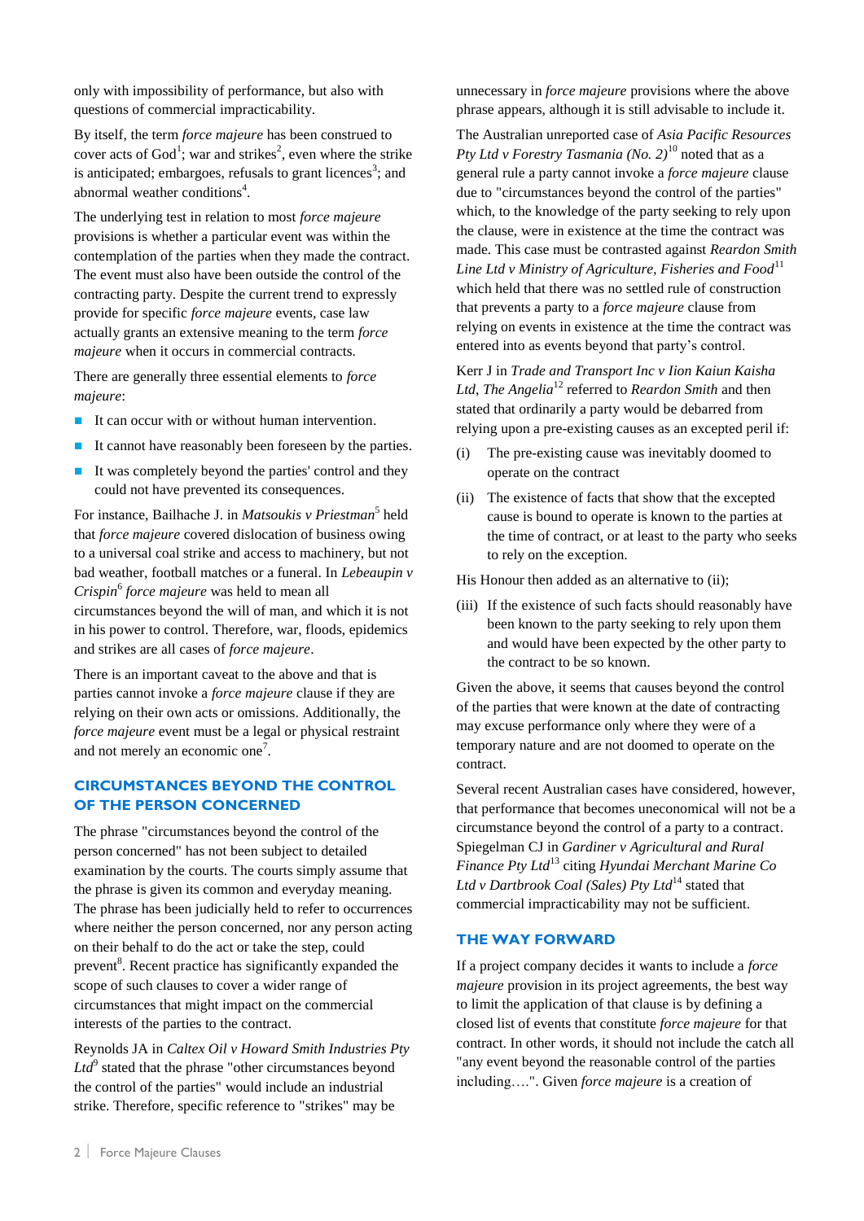only with impossibility of performance, but also with questions of commercial impracticability.

By itself, the term *force majeure* has been construed to cover acts of God[1]; war and strikes[2], even where the strike is anticipated; embargoes, refusals to grant licences[3]; and abnormal weather conditions[4].

The underlying test in relation to most *force majeure* provisions is whether a particular event was within the contemplation of the parties when they made the contract. The event must also have been outside the control of the contracting party. Despite the current trend to expressly provide for specific *force majeure* events, case law actually grants an extensive meaning to the term *force majeure* when it occurs in commercial contracts.

There are generally three essential elements to *force majeure*:

- It can occur with or without human intervention.
- It cannot have reasonably been foreseen by the parties.
- It was completely beyond the parties' control and they could not have prevented its consequences.

For instance, Bailhache J. in *Matsoukis v Priestman*[5] held that *force majeure* covered dislocation of business owing to a universal coal strike and access to machinery, but not bad weather, football matches or a funeral. In *Lebeaupin v Crispin*[6] *force majeure* was held to mean all circumstances beyond the will of man, and which it is not in his power to control. Therefore, war, floods, epidemics and strikes are all cases of *force majeure*.

There is an important caveat to the above and that is parties cannot invoke a *force majeure* clause if they are relying on their own acts or omissions. Additionally, the *force majeure* event must be a legal or physical restraint and not merely an economic one[7].

## CIRCUMSTANCES BEYOND THE CONTROL OF THE PERSON CONCERNED

The phrase "circumstances beyond the control of the person concerned" has not been subject to detailed examination by the courts. The courts simply assume that the phrase is given its common and everyday meaning. The phrase has been judicially held to refer to occurrences where neither the person concerned, nor any person acting on their behalf to do the act or take the step, could prevent[8]. Recent practice has significantly expanded the scope of such clauses to cover a wider range of circumstances that might impact on the commercial interests of the parties to the contract.

Reynolds JA in *Caltex Oil v Howard Smith Industries Pty Ltd*[9] stated that the phrase "other circumstances beyond the control of the parties" would include an industrial strike. Therefore, specific reference to "strikes" may be unnecessary in *force majeure* provisions where the above phrase appears, although it is still advisable to include it.

The Australian unreported case of *Asia Pacific Resources Pty Ltd v Forestry Tasmania (No. 2)*[10] noted that as a general rule a party cannot invoke a *force majeure* clause due to "circumstances beyond the control of the parties" which, to the knowledge of the party seeking to rely upon the clause, were in existence at the time the contract was made. This case must be contrasted against *Reardon Smith Line Ltd v Ministry of Agriculture, Fisheries and Food*[11] which held that there was no settled rule of construction that prevents a party to a *force majeure* clause from relying on events in existence at the time the contract was entered into as events beyond that party's control.

Kerr J in *Trade and Transport Inc v Iion Kaiun Kaisha Ltd, The Angelia*[12] referred to *Reardon Smith* and then stated that ordinarily a party would be debarred from relying upon a pre-existing causes as an excepted peril if:

(i) The pre-existing cause was inevitably doomed to operate on the contract

(ii) The existence of facts that show that the excepted cause is bound to operate is known to the parties at the time of contract, or at least to the party who seeks to rely on the exception.

His Honour then added as an alternative to (ii);

(iii) If the existence of such facts should reasonably have been known to the party seeking to rely upon them and would have been expected by the other party to the contract to be so known.

Given the above, it seems that causes beyond the control of the parties that were known at the date of contracting may excuse performance only where they were of a temporary nature and are not doomed to operate on the contract.

Several recent Australian cases have considered, however, that performance that becomes uneconomical will not be a circumstance beyond the control of a party to a contract. Spiegelman CJ in *Gardiner v Agricultural and Rural Finance Pty Ltd*[13] citing *Hyundai Merchant Marine Co Ltd v Dartbrook Coal (Sales) Pty Ltd*[14] stated that commercial impracticability may not be sufficient.

## THE WAY FORWARD

If a project company decides it wants to include a *force majeure* provision in its project agreements, the best way to limit the application of that clause is by defining a closed list of events that constitute *force majeure* for that contract. In other words, it should not include the catch all "any event beyond the reasonable control of the parties including….". Given *force majeure* is a creation of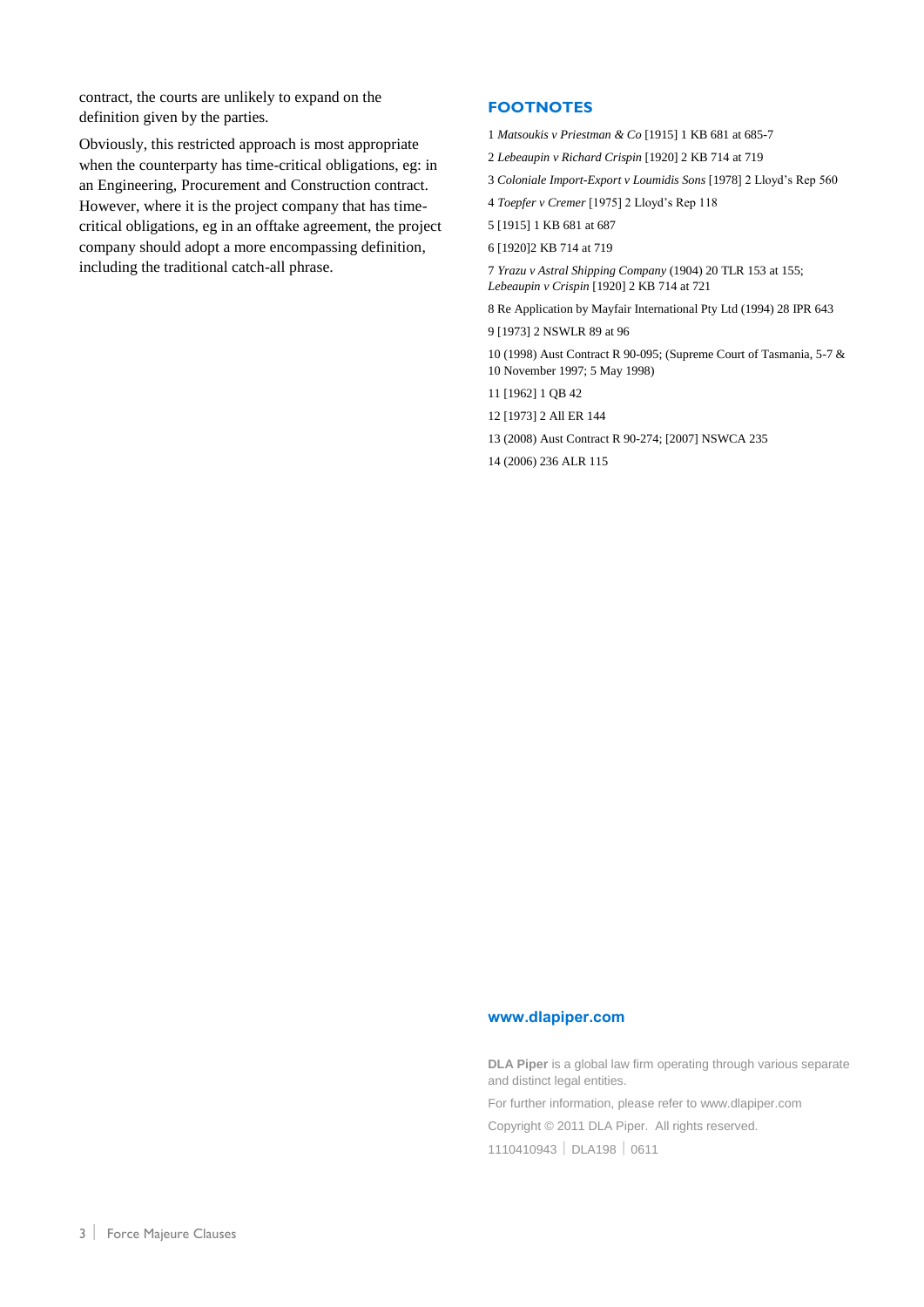contract, the courts are unlikely to expand on the definition given by the parties.

Obviously, this restricted approach is most appropriate when the counterparty has time-critical obligations, eg: in an Engineering, Procurement and Construction contract. However, where it is the project company that has time-critical obligations, eg in an offtake agreement, the project company should adopt a more encompassing definition, including the traditional catch-all phrase.

## FOOTNOTES

1 *Matsoukis v Priestman & Co* [1915] 1 KB 681 at 685-7

2 *Lebeaupin v Richard Crispin* [1920] 2 KB 714 at 719

3 *Coloniale Import-Export v Loumidis Sons* [1978] 2 Lloyd's Rep 560

4 *Toepfer v Cremer* [1975] 2 Lloyd's Rep 118

5 [1915] 1 KB 681 at 687

6 [1920]2 KB 714 at 719

7 *Yrazu v Astral Shipping Company* (1904) 20 TLR 153 at 155; *Lebeaupin v Crispin* [1920] 2 KB 714 at 721

8 Re Application by Mayfair International Pty Ltd (1994) 28 IPR 643

9 [1973] 2 NSWLR 89 at 96

10 (1998) Aust Contract R 90-095; (Supreme Court of Tasmania, 5-7 & 10 November 1997; 5 May 1998)

11 [1962] 1 QB 42

12 [1973] 2 All ER 144

13 (2008) Aust Contract R 90-274; [2007] NSWCA 235

14 (2006) 236 ALR 115

**www.dlapiper.com**

**DLA Piper** is a global law firm operating through various separate and distinct legal entities.

For further information, please refer to www.dlapiper.com

Copyright © 2011 DLA Piper. All rights reserved.

1110410943 | DLA198 | 0611